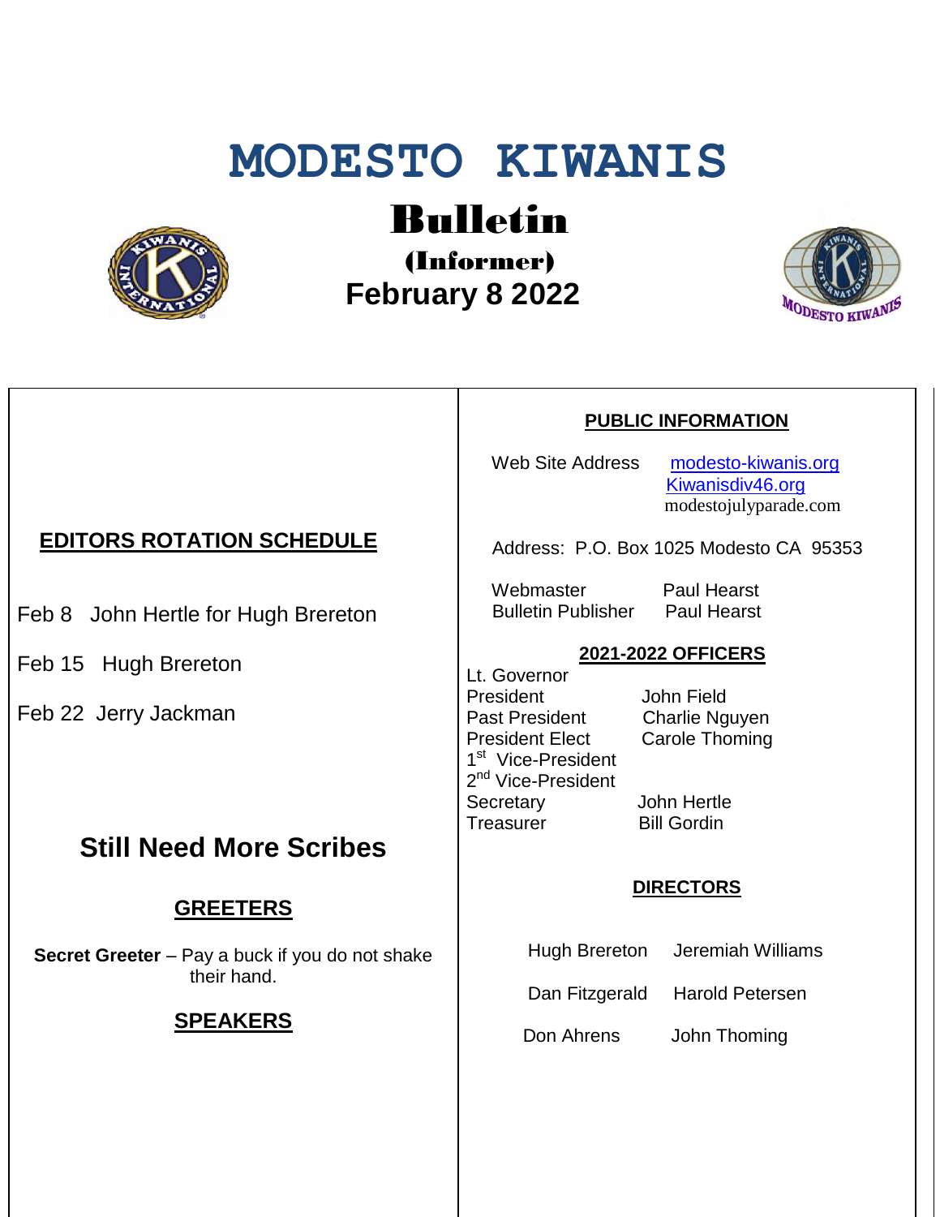# MODESTO KIWANIS

## Bulletin

**(Informer)**

**February 8 2022**

### EDITORS ROTATION SCHEDULE

Feb 8 John Hertle for Hugh Brereton

Feb 15 Hugh Brereton

Feb 22 Jerry Jackman

## Still Need More Scribes

### GREETERS

**Secret Greeter** – Pay a buck if you do not shake their hand.

### SPEAKERS

### PUBLIC INFORMATION

Web Site Address modesto-kiwanis.org
Kiwanisdiv46.org
modestojulyparade.com

Address: P.O. Box 1025 Modesto CA 95353

Webmaster Paul Hearst
Bulletin Publisher Paul Hearst

### 2021-2022 OFFICERS

| | |
|---|---|
| Lt. Governor | |
| President | John Field |
| Past President | Charlie Nguyen |
| President Elect | Carole Thoming |
| 1st Vice-President | |
| 2nd Vice-President | |
| Secretary | John Hertle |
| Treasurer | Bill Gordin |

### DIRECTORS

| | |
|---|---|
| Hugh Brereton | Jeremiah Williams |
| Dan Fitzgerald | Harold Petersen |
| Don Ahrens | John Thoming |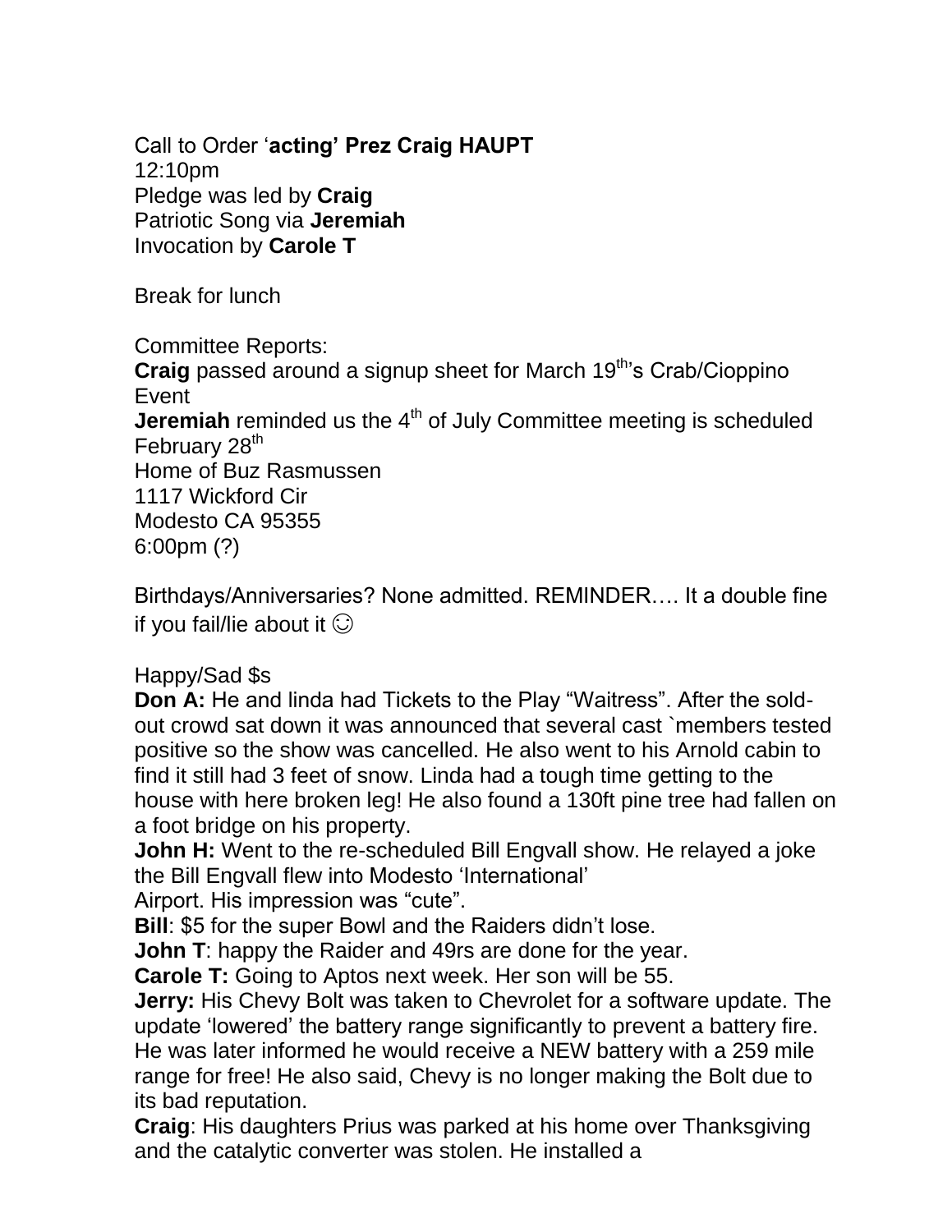Call to Order ‘**acting’ Prez Craig HAUPT**
12:10pm
Pledge was led by **Craig**
Patriotic Song via **Jeremiah**
Invocation by **Carole T**

Break for lunch

Committee Reports:
**Craig** passed around a signup sheet for March 19th’s Crab/Cioppino Event
**Jeremiah** reminded us the 4th of July Committee meeting is scheduled February 28th
Home of Buz Rasmussen
1117 Wickford Cir
Modesto CA 95355
6:00pm (?)

Birthdays/Anniversaries? None admitted. REMINDER…. It a double fine if you fail/lie about it ☺

Happy/Sad $s
**Don A:** He and linda had Tickets to the Play “Waitress”. After the sold-out crowd sat down it was announced that several cast `members tested positive so the show was cancelled. He also went to his Arnold cabin to find it still had 3 feet of snow. Linda had a tough time getting to the house with here broken leg! He also found a 130ft pine tree had fallen on a foot bridge on his property.
**John H:** Went to the re-scheduled Bill Engvall show. He relayed a joke the Bill Engvall flew into Modesto ‘International’ Airport. His impression was “cute”.
**Bill**: $5 for the super Bowl and the Raiders didn’t lose.
**John T**: happy the Raider and 49rs are done for the year.
**Carole T:** Going to Aptos next week. Her son will be 55.
**Jerry:** His Chevy Bolt was taken to Chevrolet for a software update. The update ‘lowered’ the battery range significantly to prevent a battery fire. He was later informed he would receive a NEW battery with a 259 mile range for free! He also said, Chevy is no longer making the Bolt due to its bad reputation.
**Craig**: His daughters Prius was parked at his home over Thanksgiving and the catalytic converter was stolen. He installed a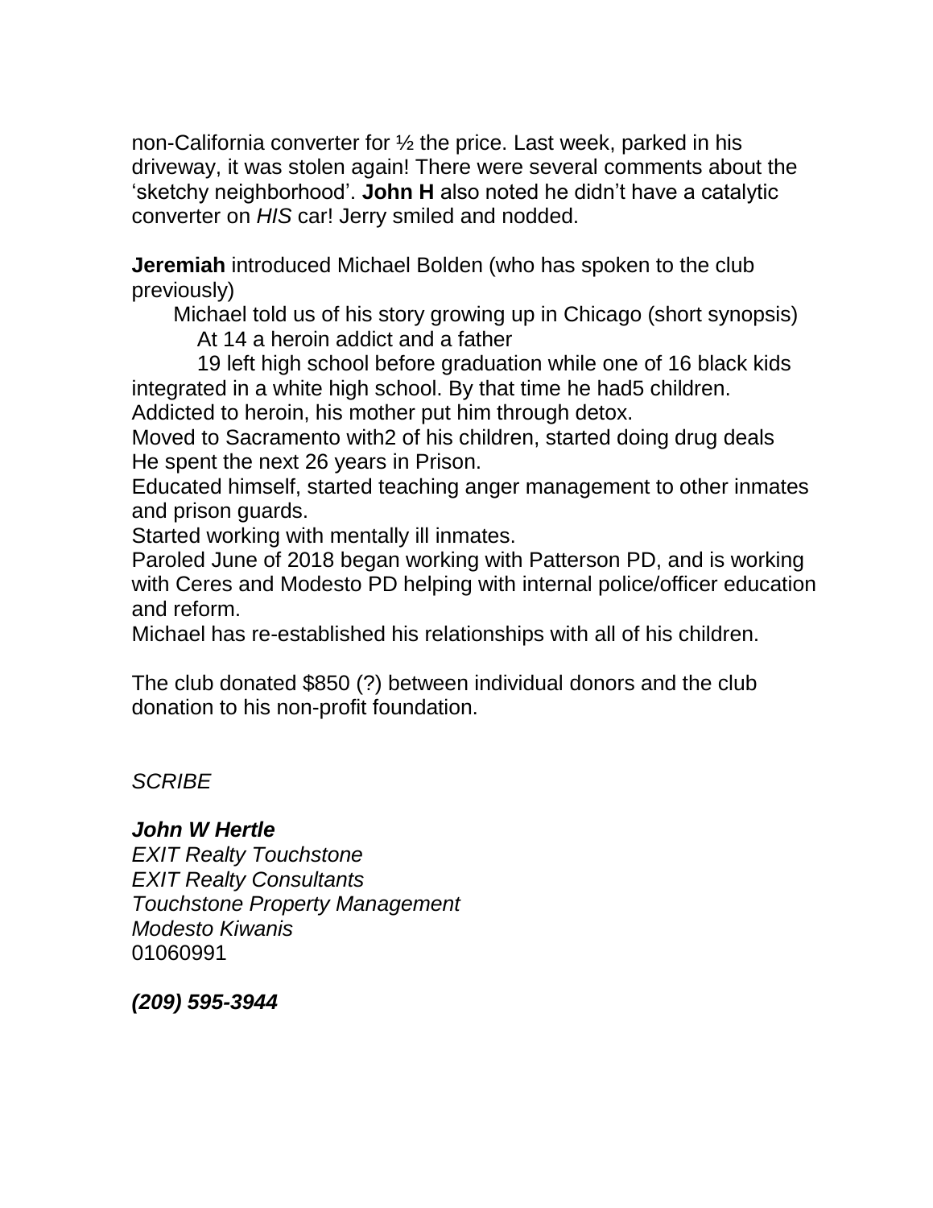non-California converter for ½ the price. Last week, parked in his driveway, it was stolen again! There were several comments about the 'sketchy neighborhood'. **John H** also noted he didn't have a catalytic converter on *HIS* car! Jerry smiled and nodded.

**Jeremiah** introduced Michael Bolden (who has spoken to the club previously)

Michael told us of his story growing up in Chicago (short synopsis)

At 14 a heroin addict and a father

19 left high school before graduation while one of 16 black kids integrated in a white high school. By that time he had5 children.

Addicted to heroin, his mother put him through detox.

Moved to Sacramento with2 of his children, started doing drug deals

He spent the next 26 years in Prison.

Educated himself, started teaching anger management to other inmates and prison guards.

Started working with mentally ill inmates.

Paroled June of 2018 began working with Patterson PD, and is working with Ceres and Modesto PD helping with internal police/officer education and reform.

Michael has re-established his relationships with all of his children.

The club donated $850 (?) between individual donors and the club donation to his non-profit foundation.

*SCRIBE*

***John W Hertle***
*EXIT Realty Touchstone*
*EXIT Realty Consultants*
*Touchstone Property Management*
*Modesto Kiwanis*
01060991

***(209) 595-3944***